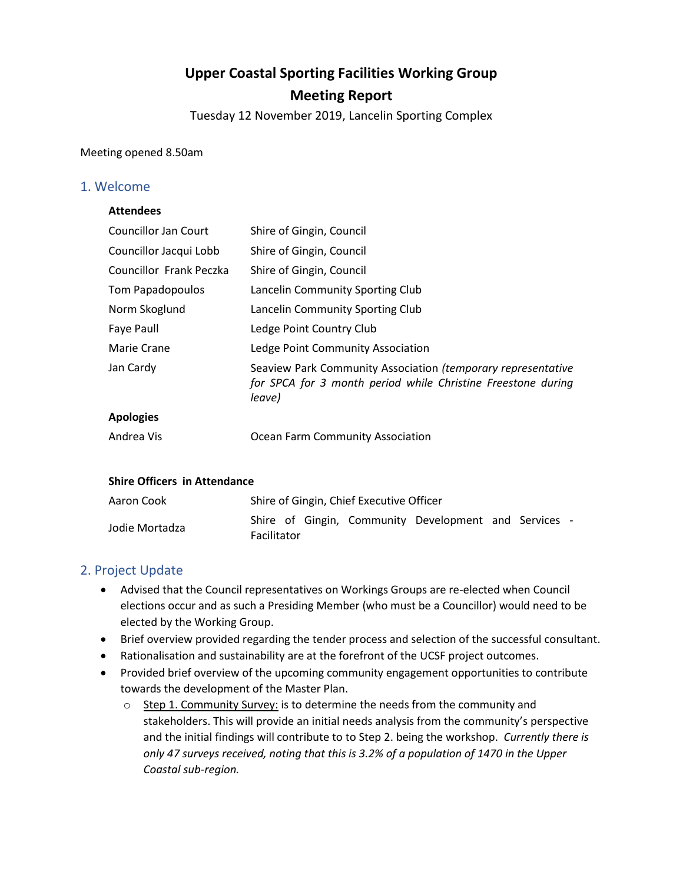# Upper Coastal Sporting Facilities Working Group

# Meeting Report

Tuesday 12 November 2019, Lancelin Sporting Complex

Meeting opened 8.50am

## 1. Welcome

**Attendees**

| | |
|---|---|
| Councillor Jan Court | Shire of Gingin, Council |
| Councillor Jacqui Lobb | Shire of Gingin, Council |
| Councillor Frank Peczka | Shire of Gingin, Council |
| Tom Papadopoulos | Lancelin Community Sporting Club |
| Norm Skoglund | Lancelin Community Sporting Club |
| Faye Paull | Ledge Point Country Club |
| Marie Crane | Ledge Point Community Association |
| Jan Cardy | Seaview Park Community Association *(temporary representative for SPCA for 3 month period while Christine Freestone during leave)* |

**Apologies**

| | |
|---|---|
| Andrea Vis | Ocean Farm Community Association |

**Shire Officers in Attendance**

| | |
|---|---|
| Aaron Cook | Shire of Gingin, Chief Executive Officer |
| Jodie Mortadza | Shire of Gingin, Community Development and Services - Facilitator |

## 2. Project Update

- Advised that the Council representatives on Workings Groups are re-elected when Council elections occur and as such a Presiding Member (who must be a Councillor) would need to be elected by the Working Group.
- Brief overview provided regarding the tender process and selection of the successful consultant.
- Rationalisation and sustainability are at the forefront of the UCSF project outcomes.
- Provided brief overview of the upcoming community engagement opportunities to contribute towards the development of the Master Plan.
  - Step 1. Community Survey: is to determine the needs from the community and stakeholders. This will provide an initial needs analysis from the community's perspective and the initial findings will contribute to to Step 2. being the workshop. *Currently there is only 47 surveys received, noting that this is 3.2% of a population of 1470 in the Upper Coastal sub-region.*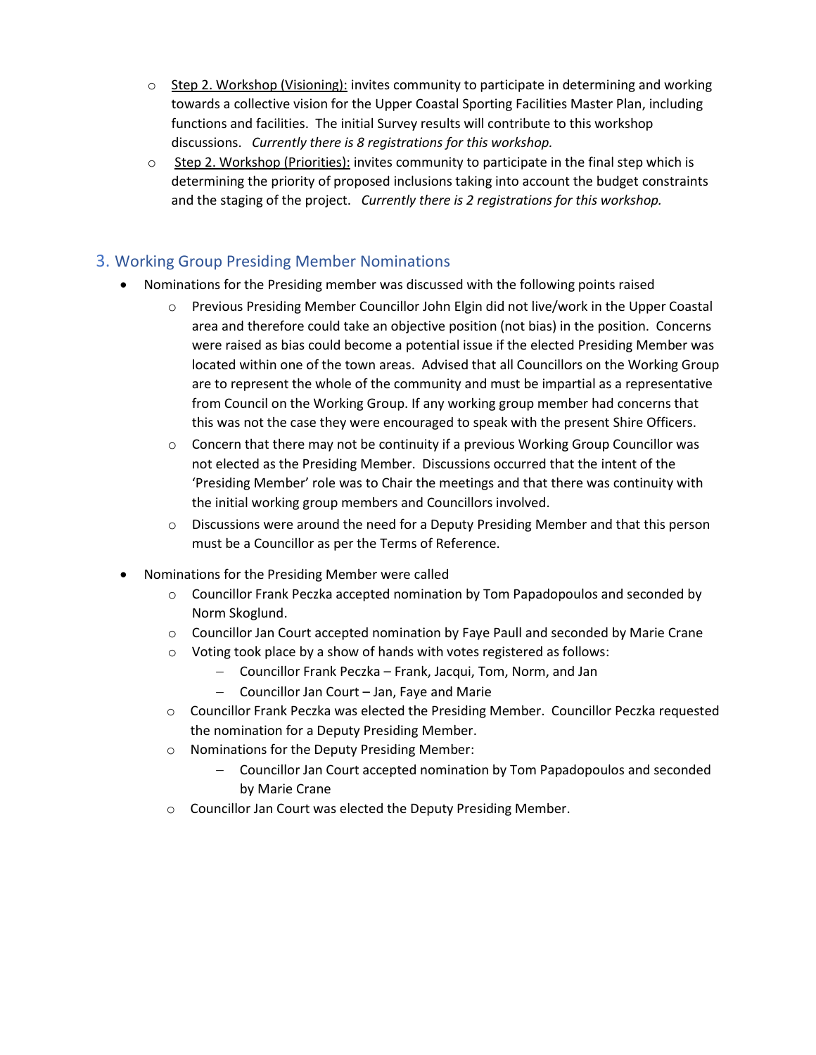- Step 2. Workshop (Visioning): invites community to participate in determining and working towards a collective vision for the Upper Coastal Sporting Facilities Master Plan, including functions and facilities. The initial Survey results will contribute to this workshop discussions. *Currently there is 8 registrations for this workshop.*
- Step 2. Workshop (Priorities): invites community to participate in the final step which is determining the priority of proposed inclusions taking into account the budget constraints and the staging of the project. *Currently there is 2 registrations for this workshop.*

## 3. Working Group Presiding Member Nominations

- Nominations for the Presiding member was discussed with the following points raised
  - Previous Presiding Member Councillor John Elgin did not live/work in the Upper Coastal area and therefore could take an objective position (not bias) in the position. Concerns were raised as bias could become a potential issue if the elected Presiding Member was located within one of the town areas. Advised that all Councillors on the Working Group are to represent the whole of the community and must be impartial as a representative from Council on the Working Group. If any working group member had concerns that this was not the case they were encouraged to speak with the present Shire Officers.
  - Concern that there may not be continuity if a previous Working Group Councillor was not elected as the Presiding Member. Discussions occurred that the intent of the 'Presiding Member' role was to Chair the meetings and that there was continuity with the initial working group members and Councillors involved.
  - Discussions were around the need for a Deputy Presiding Member and that this person must be a Councillor as per the Terms of Reference.
- Nominations for the Presiding Member were called
  - Councillor Frank Peczka accepted nomination by Tom Papadopoulos and seconded by Norm Skoglund.
  - Councillor Jan Court accepted nomination by Faye Paull and seconded by Marie Crane
  - Voting took place by a show of hands with votes registered as follows:
    - Councillor Frank Peczka – Frank, Jacqui, Tom, Norm, and Jan
    - Councillor Jan Court – Jan, Faye and Marie
  - Councillor Frank Peczka was elected the Presiding Member. Councillor Peczka requested the nomination for a Deputy Presiding Member.
  - Nominations for the Deputy Presiding Member:
    - Councillor Jan Court accepted nomination by Tom Papadopoulos and seconded by Marie Crane
  - Councillor Jan Court was elected the Deputy Presiding Member.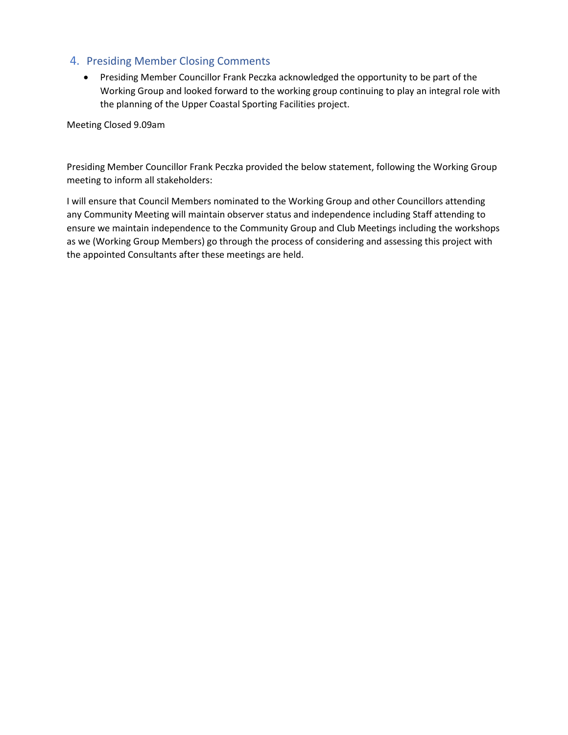## 4. Presiding Member Closing Comments

- Presiding Member Councillor Frank Peczka acknowledged the opportunity to be part of the Working Group and looked forward to the working group continuing to play an integral role with the planning of the Upper Coastal Sporting Facilities project.

Meeting Closed 9.09am

Presiding Member Councillor Frank Peczka provided the below statement, following the Working Group meeting to inform all stakeholders:

I will ensure that Council Members nominated to the Working Group and other Councillors attending any Community Meeting will maintain observer status and independence including Staff attending to ensure we maintain independence to the Community Group and Club Meetings including the workshops as we (Working Group Members) go through the process of considering and assessing this project with the appointed Consultants after these meetings are held.